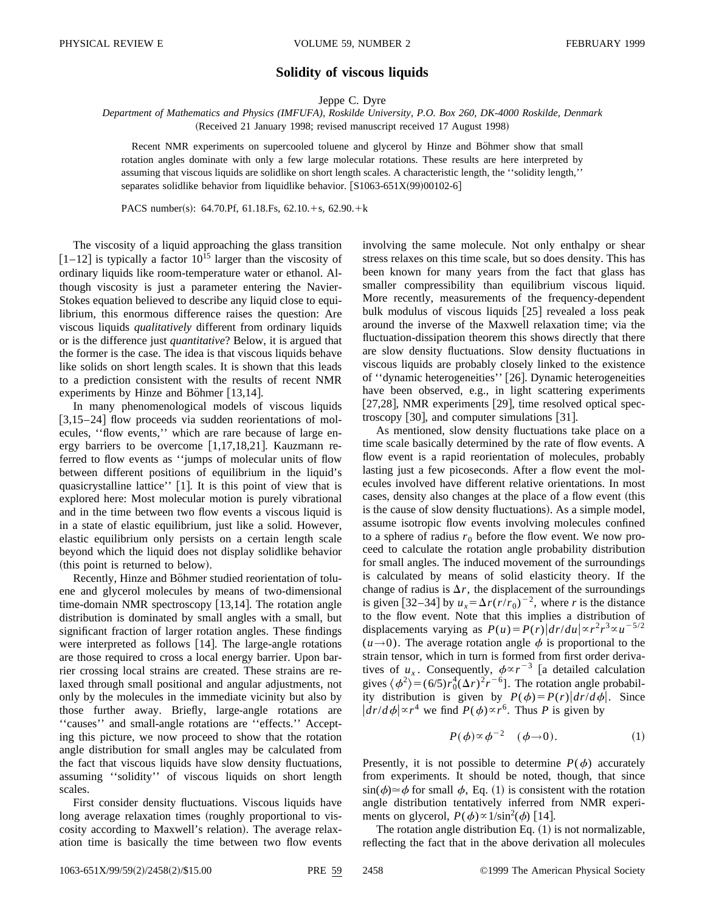# Solidity of viscous liquids

Jeppe C. Dyre

*Department of Mathematics and Physics (IMFUFA), Roskilde University, P.O. Box 260, DK-4000 Roskilde, Denmark*

(Received 21 January 1998; revised manuscript received 17 August 1998)

Recent NMR experiments on supercooled toluene and glycerol by Hinze and Böhmer show that small rotation angles dominate with only a few large molecular rotations. These results are here interpreted by assuming that viscous liquids are solidlike on short length scales. A characteristic length, the "solidity length," separates solidlike behavior from liquidlike behavior. [S1063-651X(99)00102-6]

PACS number(s): 64.70.Pf, 61.18.Fs, 62.10.+s, 62.90.+k

The viscosity of a liquid approaching the glass transition [1–12] is typically a factor $10^{15}$ larger than the viscosity of ordinary liquids like room-temperature water or ethanol. Although viscosity is just a parameter entering the Navier-Stokes equation believed to describe any liquid close to equilibrium, this enormous difference raises the question: Are viscous liquids *qualitatively* different from ordinary liquids or is the difference just *quantitative*? Below, it is argued that the former is the case. The idea is that viscous liquids behave like solids on short length scales. It is shown that this leads to a prediction consistent with the results of recent NMR experiments by Hinze and Böhmer [13,14].

In many phenomenological models of viscous liquids [3,15–24] flow proceeds via sudden reorientations of molecules, "flow events," which are rare because of large energy barriers to be overcome [1,17,18,21]. Kauzmann referred to flow events as "jumps of molecular units of flow between different positions of equilibrium in the liquid's quasicrystalline lattice" [1]. It is this point of view that is explored here: Most molecular motion is purely vibrational and in the time between two flow events a viscous liquid is in a state of elastic equilibrium, just like a solid. However, elastic equilibrium only persists on a certain length scale beyond which the liquid does not display solidlike behavior (this point is returned to below).

Recently, Hinze and Böhmer studied reorientation of toluene and glycerol molecules by means of two-dimensional time-domain NMR spectroscopy [13,14]. The rotation angle distribution is dominated by small angles with a small, but significant fraction of larger rotation angles. These findings were interpreted as follows [14]. The large-angle rotations are those required to cross a local energy barrier. Upon barrier crossing local strains are created. These strains are relaxed through small positional and angular adjustments, not only by the molecules in the immediate vicinity but also by those further away. Briefly, large-angle rotations are "causes" and small-angle rotations are "effects." Accepting this picture, we now proceed to show that the rotation angle distribution for small angles may be calculated from the fact that viscous liquids have slow density fluctuations, assuming "solidity" of viscous liquids on short length scales.

First consider density fluctuations. Viscous liquids have long average relaxation times (roughly proportional to viscosity according to Maxwell's relation). The average relaxation time is basically the time between two flow events involving the same molecule. Not only enthalpy or shear stress relaxes on this time scale, but so does density. This has been known for many years from the fact that glass has smaller compressibility than equilibrium viscous liquid. More recently, measurements of the frequency-dependent bulk modulus of viscous liquids [25] revealed a loss peak around the inverse of the Maxwell relaxation time; via the fluctuation-dissipation theorem this shows directly that there are slow density fluctuations. Slow density fluctuations in viscous liquids are probably closely linked to the existence of "dynamic heterogeneities" [26]. Dynamic heterogeneities have been observed, e.g., in light scattering experiments [27,28], NMR experiments [29], time resolved optical spectroscopy [30], and computer simulations [31].

As mentioned, slow density fluctuations take place on a time scale basically determined by the rate of flow events. A flow event is a rapid reorientation of molecules, probably lasting just a few picoseconds. After a flow event the molecules involved have different relative orientations. In most cases, density also changes at the place of a flow event (this is the cause of slow density fluctuations). As a simple model, assume isotropic flow events involving molecules confined to a sphere of radius $r_0$ before the flow event. We now proceed to calculate the rotation angle probability distribution for small angles. The induced movement of the surroundings is calculated by means of solid elasticity theory. If the change of radius is $\Delta r$, the displacement of the surroundings is given [32–34] by $u_x = \Delta r (r/r_0)^{-2}$, where $r$ is the distance to the flow event. Note that this implies a distribution of displacements varying as $P(u) = P(r)|dr/du| \propto r^2 r^3 \propto u^{-5/2}$ $(u \to 0)$. The average rotation angle $\phi$ is proportional to the strain tensor, which in turn is formed from first order derivatives of $u_x$. Consequently, $\phi \propto r^{-3}$ [a detailed calculation gives $\langle \phi^2 \rangle = (6/5) r_0^4 (\Delta r)^2 r^{-6}$]. The rotation angle probability distribution is given by $P(\phi) = P(r)|dr/d\phi|$. Since $|dr/d\phi| \propto r^4$ we find $P(\phi) \propto r^6$. Thus $P$ is given by

$$P(\phi) \propto \phi^{-2} \quad (\phi \to 0). \tag{1}$$

Presently, it is not possible to determine $P(\phi)$ accurately from experiments. It should be noted, though, that since $\sin(\phi) \simeq \phi$ for small $\phi$, Eq. (1) is consistent with the rotation angle distribution tentatively inferred from NMR experiments on glycerol, $P(\phi) \propto 1/\sin^2(\phi)$ [14].

The rotation angle distribution Eq. (1) is not normalizable, reflecting the fact that in the above derivation all molecules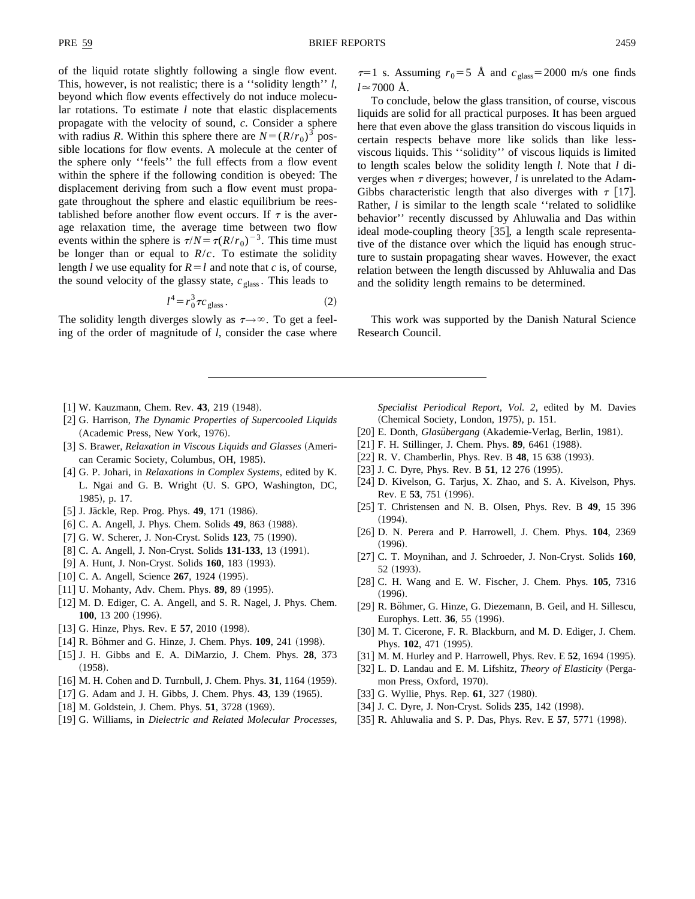of the liquid rotate slightly following a single flow event. This, however, is not realistic; there is a ''solidity length'' $l$, beyond which flow events effectively do not induce molecular rotations. To estimate $l$ note that elastic displacements propagate with the velocity of sound, $c$. Consider a sphere with radius $R$. Within this sphere there are $N=(R/r_0)^3$ possible locations for flow events. A molecule at the center of the sphere only ''feels'' the full effects from a flow event within the sphere if the following condition is obeyed: The displacement deriving from such a flow event must propagate throughout the sphere and elastic equilibrium be reestablished before another flow event occurs. If $\tau$ is the average relaxation time, the average time between two flow events within the sphere is $\tau/N=\tau(R/r_0)^{-3}$. This time must be longer than or equal to $R/c$. To estimate the solidity length $l$ we use equality for $R=l$ and note that $c$ is, of course, the sound velocity of the glassy state, $c_{\text{glass}}$. This leads to

$$l^4 = r_0^3 \tau c_{\text{glass}}. \tag{2}$$

The solidity length diverges slowly as $\tau \to \infty$. To get a feeling of the order of magnitude of $l$, consider the case where $\tau=1$ s. Assuming $r_0=5$ Å and $c_{\text{glass}}=2000$ m/s one finds $l \simeq 7000$ Å.

To conclude, below the glass transition, of course, viscous liquids are solid for all practical purposes. It has been argued here that even above the glass transition do viscous liquids in certain respects behave more like solids than like less-viscous liquids. This ''solidity'' of viscous liquids is limited to length scales below the solidity length $l$. Note that $l$ diverges when $\tau$ diverges; however, $l$ is unrelated to the Adam-Gibbs characteristic length that also diverges with $\tau$ [17]. Rather, $l$ is similar to the length scale ''related to solidlike behavior'' recently discussed by Ahluwalia and Das within ideal mode-coupling theory [35], a length scale representative of the distance over which the liquid has enough structure to sustain propagating shear waves. However, the exact relation between the length discussed by Ahluwalia and Das and the solidity length remains to be determined.

This work was supported by the Danish Natural Science Research Council.

---

[1] W. Kauzmann, Chem. Rev. **43**, 219 (1948).
[2] G. Harrison, *The Dynamic Properties of Supercooled Liquids* (Academic Press, New York, 1976).
[3] S. Brawer, *Relaxation in Viscous Liquids and Glasses* (American Ceramic Society, Columbus, OH, 1985).
[4] G. P. Johari, in *Relaxations in Complex Systems,* edited by K. L. Ngai and G. B. Wright (U. S. GPO, Washington, DC, 1985), p. 17.
[5] J. Jäckle, Rep. Prog. Phys. **49**, 171 (1986).
[6] C. A. Angell, J. Phys. Chem. Solids **49**, 863 (1988).
[7] G. W. Scherer, J. Non-Cryst. Solids **123**, 75 (1990).
[8] C. A. Angell, J. Non-Cryst. Solids **131-133**, 13 (1991).
[9] A. Hunt, J. Non-Cryst. Solids **160**, 183 (1993).
[10] C. A. Angell, Science **267**, 1924 (1995).
[11] U. Mohanty, Adv. Chem. Phys. **89**, 89 (1995).
[12] M. D. Ediger, C. A. Angell, and S. R. Nagel, J. Phys. Chem. **100**, 13 200 (1996).
[13] G. Hinze, Phys. Rev. E **57**, 2010 (1998).
[14] R. Böhmer and G. Hinze, J. Chem. Phys. **109**, 241 (1998).
[15] J. H. Gibbs and E. A. DiMarzio, J. Chem. Phys. **28**, 373 (1958).
[16] M. H. Cohen and D. Turnbull, J. Chem. Phys. **31**, 1164 (1959).
[17] G. Adam and J. H. Gibbs, J. Chem. Phys. **43**, 139 (1965).
[18] M. Goldstein, J. Chem. Phys. **51**, 3728 (1969).
[19] G. Williams, in *Dielectric and Related Molecular Processes, Specialist Periodical Report, Vol. 2,* edited by M. Davies (Chemical Society, London, 1975), p. 151.
[20] E. Donth, *Glasübergang* (Akademie-Verlag, Berlin, 1981).
[21] F. H. Stillinger, J. Chem. Phys. **89**, 6461 (1988).
[22] R. V. Chamberlin, Phys. Rev. B **48**, 15 638 (1993).
[23] J. C. Dyre, Phys. Rev. B **51**, 12 276 (1995).
[24] D. Kivelson, G. Tarjus, X. Zhao, and S. A. Kivelson, Phys. Rev. E **53**, 751 (1996).
[25] T. Christensen and N. B. Olsen, Phys. Rev. B **49**, 15 396 (1994).
[26] D. N. Perera and P. Harrowell, J. Chem. Phys. **104**, 2369 (1996).
[27] C. T. Moynihan, and J. Schroeder, J. Non-Cryst. Solids **160**, 52 (1993).
[28] C. H. Wang and E. W. Fischer, J. Chem. Phys. **105**, 7316 (1996).
[29] R. Böhmer, G. Hinze, G. Diezemann, B. Geil, and H. Sillescu, Europhys. Lett. **36**, 55 (1996).
[30] M. T. Cicerone, F. R. Blackburn, and M. D. Ediger, J. Chem. Phys. **102**, 471 (1995).
[31] M. M. Hurley and P. Harrowell, Phys. Rev. E **52**, 1694 (1995).
[32] L. D. Landau and E. M. Lifshitz, *Theory of Elasticity* (Pergamon Press, Oxford, 1970).
[33] G. Wyllie, Phys. Rep. **61**, 327 (1980).
[34] J. C. Dyre, J. Non-Cryst. Solids **235**, 142 (1998).
[35] R. Ahluwalia and S. P. Das, Phys. Rev. E **57**, 5771 (1998).